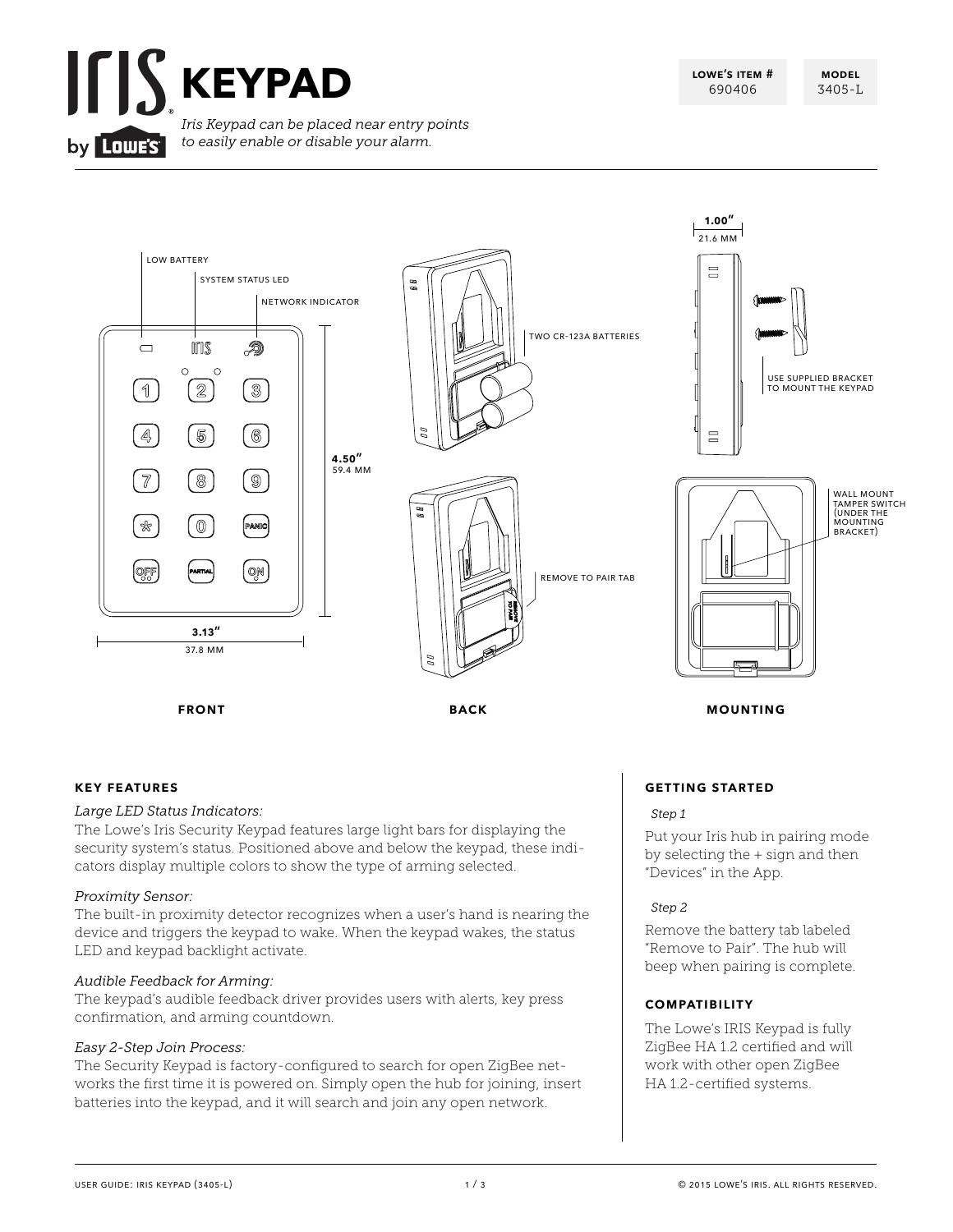# IRIS KEYPAD

by Lowe's

| LOWE'S ITEM # | MODEL |
| --- | --- |
| 690406 | 3405-L |

*Iris Keypad can be placed near entry points to easily enable or disable your alarm.*

LOW BATTERY

SYSTEM STATUS LED

NETWORK INDICATOR

4.50″ 59.4 MM

3.13″ 37.8 MM

TWO CR-123A BATTERIES

REMOVE TO PAIR TAB

1.00″ 21.6 MM

USE SUPPLIED BRACKET TO MOUNT THE KEYPAD

WALL MOUNT TAMPER SWITCH (UNDER THE MOUNTING BRACKET)

**FRONT** **BACK** **MOUNTING**

## KEY FEATURES

*Large LED Status Indicators:*

The Lowe's Iris Security Keypad features large light bars for displaying the security system's status. Positioned above and below the keypad, these indicators display multiple colors to show the type of arming selected.

*Proximity Sensor:*

The built-in proximity detector recognizes when a user's hand is nearing the device and triggers the keypad to wake. When the keypad wakes, the status LED and keypad backlight activate.

*Audible Feedback for Arming:*

The keypad's audible feedback driver provides users with alerts, key press confirmation, and arming countdown.

*Easy 2-Step Join Process:*

The Security Keypad is factory-configured to search for open ZigBee networks the first time it is powered on. Simply open the hub for joining, insert batteries into the keypad, and it will search and join any open network.

## GETTING STARTED

*Step 1*

Put your Iris hub in pairing mode by selecting the + sign and then "Devices" in the App.

*Step 2*

Remove the battery tab labeled "Remove to Pair". The hub will beep when pairing is complete.

## COMPATIBILITY

The Lowe's IRIS Keypad is fully ZigBee HA 1.2 certified and will work with other open ZigBee HA 1.2-certified systems.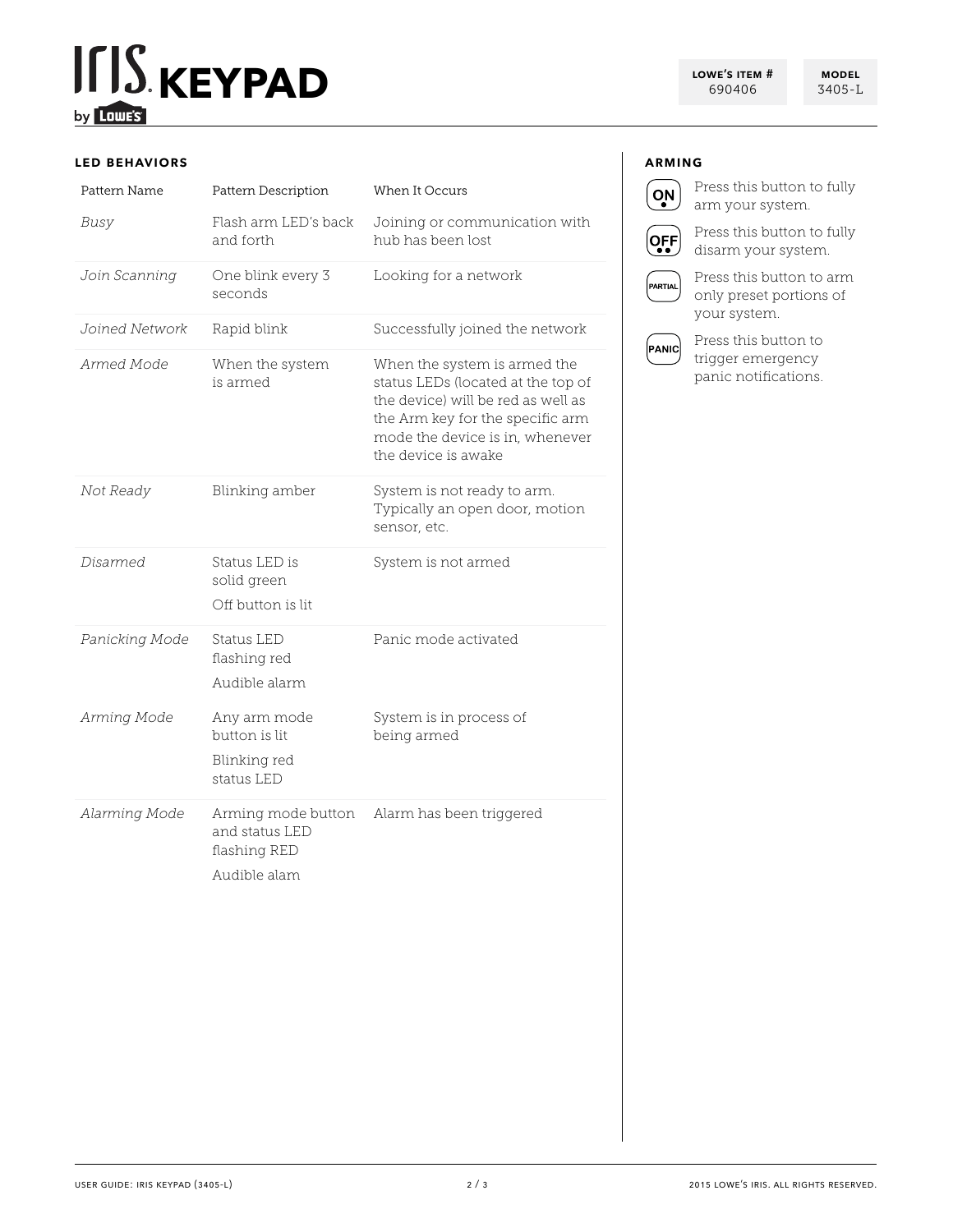# IRIS KEYPAD

by LOWE'S

| LOWE'S ITEM # | MODEL |
|---|---|
| 690406 | 3405-L |

## LED BEHAVIORS

| Pattern Name | Pattern Description | When It Occurs |
|---|---|---|
| *Busy* | Flash arm LED's back and forth | Joining or communication with hub has been lost |
| *Join Scanning* | One blink every 3 seconds | Looking for a network |
| *Joined Network* | Rapid blink | Successfully joined the network |
| *Armed Mode* | When the system is armed | When the system is armed the status LEDs (located at the top of the device) will be red as well as the Arm key for the specific arm mode the device is in, whenever the device is awake |
| *Not Ready* | Blinking amber | System is not ready to arm. Typically an open door, motion sensor, etc. |
| *Disarmed* | Status LED is solid green<br>Off button is lit | System is not armed |
| *Panicking Mode* | Status LED flashing red<br>Audible alarm | Panic mode activated |
| *Arming Mode* | Any arm mode button is lit<br>Blinking red status LED | System is in process of being armed |
| *Alarming Mode* | Arming mode button and status LED flashing RED<br>Audible alam | Alarm has been triggered |

## ARMING

- **ON** — Press this button to fully arm your system.
- **OFF** — Press this button to fully disarm your system.
- **PARTIAL** — Press this button to arm only preset portions of your system.
- **PANIC** — Press this button to trigger emergency panic notifications.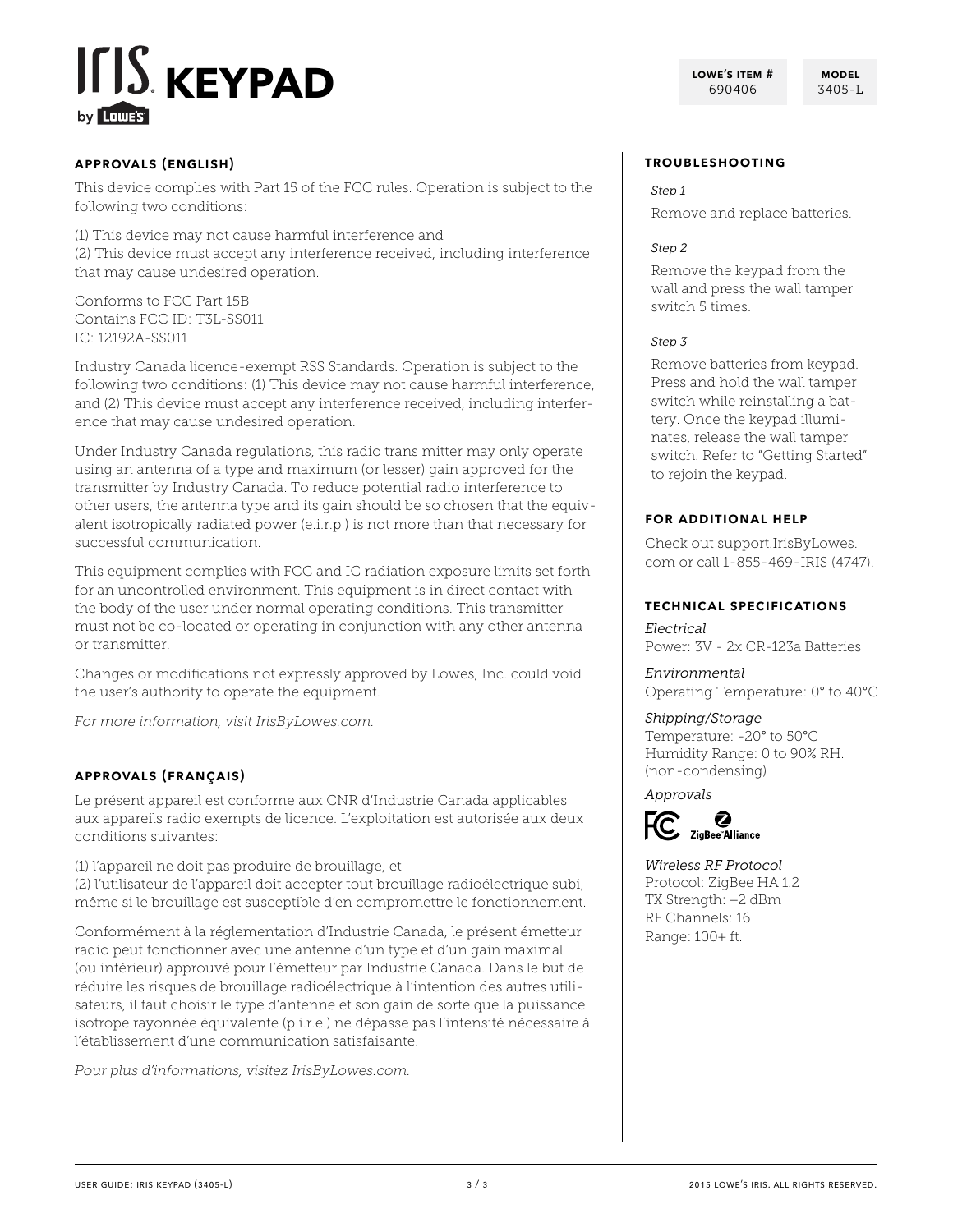# IRIS KEYPAD

by LOWE'S

**LOWE'S ITEM #** 690406

**MODEL** 3405-L

## APPROVALS (ENGLISH)

This device complies with Part 15 of the FCC rules. Operation is subject to the following two conditions:

(1) This device may not cause harmful interference and
(2) This device must accept any interference received, including interference that may cause undesired operation.

Conforms to FCC Part 15B
Contains FCC ID: T3L-SS011
IC: 12192A-SS011

Industry Canada licence-exempt RSS Standards. Operation is subject to the following two conditions: (1) This device may not cause harmful interference, and (2) This device must accept any interference received, including interference that may cause undesired operation.

Under Industry Canada regulations, this radio trans mitter may only operate using an antenna of a type and maximum (or lesser) gain approved for the transmitter by Industry Canada. To reduce potential radio interference to other users, the antenna type and its gain should be so chosen that the equivalent isotropically radiated power (e.i.r.p.) is not more than that necessary for successful communication.

This equipment complies with FCC and IC radiation exposure limits set forth for an uncontrolled environment. This equipment is in direct contact with the body of the user under normal operating conditions. This transmitter must not be co-located or operating in conjunction with any other antenna or transmitter.

Changes or modifications not expressly approved by Lowes, Inc. could void the user's authority to operate the equipment.

*For more information, visit IrisByLowes.com.*

## APPROVALS (FRANÇAIS)

Le présent appareil est conforme aux CNR d'Industrie Canada applicables aux appareils radio exempts de licence. L'exploitation est autorisée aux deux conditions suivantes:

(1) l'appareil ne doit pas produire de brouillage, et
(2) l'utilisateur de l'appareil doit accepter tout brouillage radioélectrique subi, même si le brouillage est susceptible d'en compromettre le fonctionnement.

Conformément à la réglementation d'Industrie Canada, le présent émetteur radio peut fonctionner avec une antenne d'un type et d'un gain maximal (ou inférieur) approuvé pour l'émetteur par Industrie Canada. Dans le but de réduire les risques de brouillage radioélectrique à l'intention des autres utilisateurs, il faut choisir le type d'antenne et son gain de sorte que la puissance isotrope rayonnée équivalente (p.i.r.e.) ne dépasse pas l'intensité nécessaire à l'établissement d'une communication satisfaisante.

*Pour plus d'informations, visitez IrisByLowes.com.*

## TROUBLESHOOTING

*Step 1*

Remove and replace batteries.

*Step 2*

Remove the keypad from the wall and press the wall tamper switch 5 times.

*Step 3*

Remove batteries from keypad. Press and hold the wall tamper switch while reinstalling a battery. Once the keypad illuminates, release the wall tamper switch. Refer to "Getting Started" to rejoin the keypad.

## FOR ADDITIONAL HELP

Check out support.IrisByLowes.com or call 1-855-469-IRIS (4747).

## TECHNICAL SPECIFICATIONS

*Electrical*
Power: 3V - 2x CR-123a Batteries

*Environmental*
Operating Temperature: 0° to 40°C

*Shipping/Storage*
Temperature: -20° to 50°C
Humidity Range: 0 to 90% RH.
(non-condensing)

*Approvals*

FC ZigBee Alliance

*Wireless RF Protocol*
Protocol: ZigBee HA 1.2
TX Strength: +2 dBm
RF Channels: 16
Range: 100+ ft.